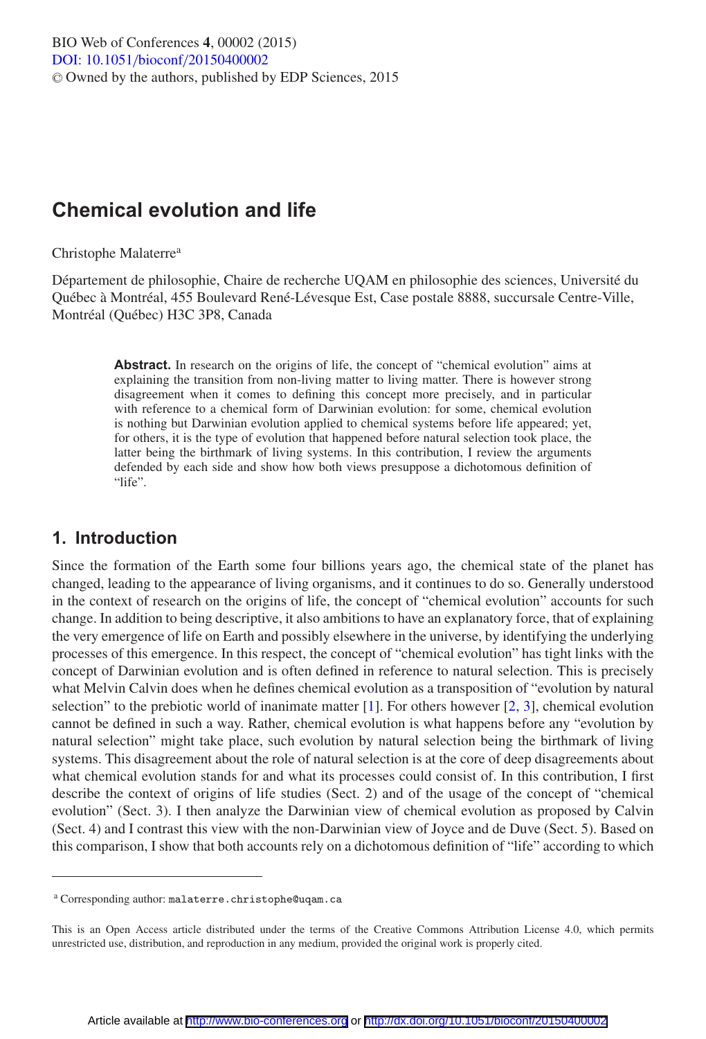BIO Web of Conferences **4**, 00002 (2015)
DOI: 10.1051/bioconf/20150400002
© Owned by the authors, published by EDP Sciences, 2015

# Chemical evolution and life

Christophe Malaterre[a]

Département de philosophie, Chaire de recherche UQAM en philosophie des sciences, Université du Québec à Montréal, 455 Boulevard René-Lévesque Est, Case postale 8888, succursale Centre-Ville, Montréal (Québec) H3C 3P8, Canada

**Abstract.** In research on the origins of life, the concept of "chemical evolution" aims at explaining the transition from non-living matter to living matter. There is however strong disagreement when it comes to defining this concept more precisely, and in particular with reference to a chemical form of Darwinian evolution: for some, chemical evolution is nothing but Darwinian evolution applied to chemical systems before life appeared; yet, for others, it is the type of evolution that happened before natural selection took place, the latter being the birthmark of living systems. In this contribution, I review the arguments defended by each side and show how both views presuppose a dichotomous definition of "life".

## 1. Introduction

Since the formation of the Earth some four billions years ago, the chemical state of the planet has changed, leading to the appearance of living organisms, and it continues to do so. Generally understood in the context of research on the origins of life, the concept of "chemical evolution" accounts for such change. In addition to being descriptive, it also ambitions to have an explanatory force, that of explaining the very emergence of life on Earth and possibly elsewhere in the universe, by identifying the underlying processes of this emergence. In this respect, the concept of "chemical evolution" has tight links with the concept of Darwinian evolution and is often defined in reference to natural selection. This is precisely what Melvin Calvin does when he defines chemical evolution as a transposition of "evolution by natural selection" to the prebiotic world of inanimate matter [1]. For others however [2, 3], chemical evolution cannot be defined in such a way. Rather, chemical evolution is what happens before any "evolution by natural selection" might take place, such evolution by natural selection being the birthmark of living systems. This disagreement about the role of natural selection is at the core of deep disagreements about what chemical evolution stands for and what its processes could consist of. In this contribution, I first describe the context of origins of life studies (Sect. 2) and of the usage of the concept of "chemical evolution" (Sect. 3). I then analyze the Darwinian view of chemical evolution as proposed by Calvin (Sect. 4) and I contrast this view with the non-Darwinian view of Joyce and de Duve (Sect. 5). Based on this comparison, I show that both accounts rely on a dichotomous definition of "life" according to which

[a] Corresponding author: malaterre.christophe@uqam.ca

This is an Open Access article distributed under the terms of the Creative Commons Attribution License 4.0, which permits unrestricted use, distribution, and reproduction in any medium, provided the original work is properly cited.

Article available at http://www.bio-conferences.org or http://dx.doi.org/10.1051/bioconf/20150400002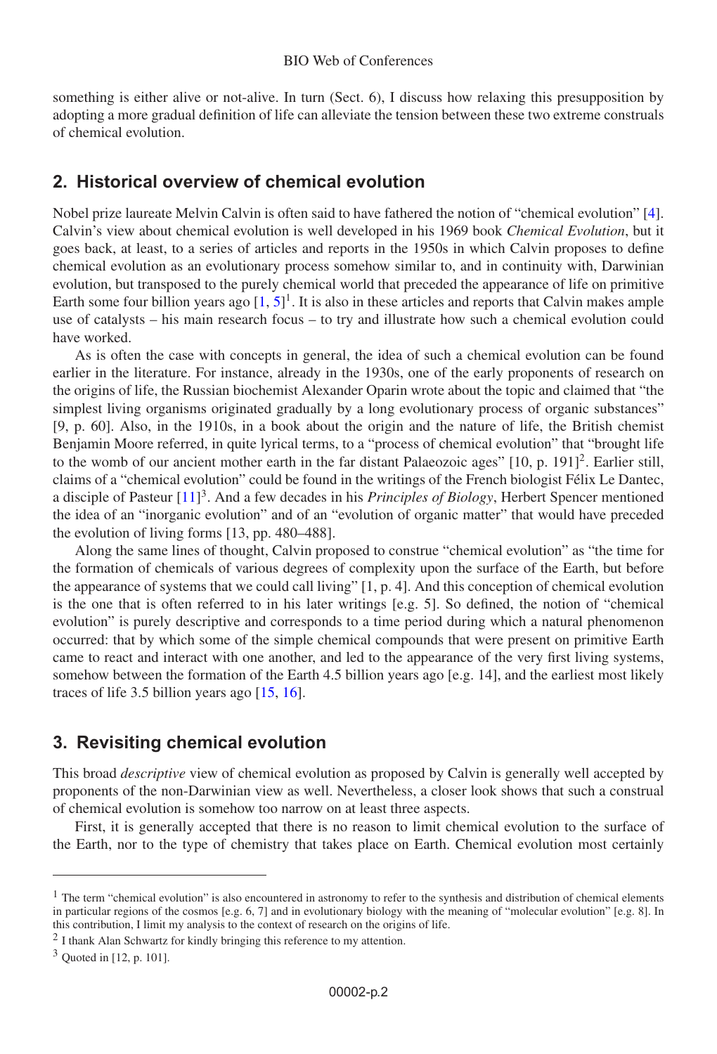something is either alive or not-alive. In turn (Sect. 6), I discuss how relaxing this presupposition by adopting a more gradual definition of life can alleviate the tension between these two extreme construals of chemical evolution.

## 2. Historical overview of chemical evolution

Nobel prize laureate Melvin Calvin is often said to have fathered the notion of "chemical evolution" [4]. Calvin's view about chemical evolution is well developed in his 1969 book *Chemical Evolution*, but it goes back, at least, to a series of articles and reports in the 1950s in which Calvin proposes to define chemical evolution as an evolutionary process somehow similar to, and in continuity with, Darwinian evolution, but transposed to the purely chemical world that preceded the appearance of life on primitive Earth some four billion years ago [1, 5][1]. It is also in these articles and reports that Calvin makes ample use of catalysts – his main research focus – to try and illustrate how such a chemical evolution could have worked.

As is often the case with concepts in general, the idea of such a chemical evolution can be found earlier in the literature. For instance, already in the 1930s, one of the early proponents of research on the origins of life, the Russian biochemist Alexander Oparin wrote about the topic and claimed that "the simplest living organisms originated gradually by a long evolutionary process of organic substances" [9, p. 60]. Also, in the 1910s, in a book about the origin and the nature of life, the British chemist Benjamin Moore referred, in quite lyrical terms, to a "process of chemical evolution" that "brought life to the womb of our ancient mother earth in the far distant Palaeozoic ages" [10, p. 191][2]. Earlier still, claims of a "chemical evolution" could be found in the writings of the French biologist Félix Le Dantec, a disciple of Pasteur [11][3]. And a few decades in his *Principles of Biology*, Herbert Spencer mentioned the idea of an "inorganic evolution" and of an "evolution of organic matter" that would have preceded the evolution of living forms [13, pp. 480–488].

Along the same lines of thought, Calvin proposed to construe "chemical evolution" as "the time for the formation of chemicals of various degrees of complexity upon the surface of the Earth, but before the appearance of systems that we could call living" [1, p. 4]. And this conception of chemical evolution is the one that is often referred to in his later writings [e.g. 5]. So defined, the notion of "chemical evolution" is purely descriptive and corresponds to a time period during which a natural phenomenon occurred: that by which some of the simple chemical compounds that were present on primitive Earth came to react and interact with one another, and led to the appearance of the very first living systems, somehow between the formation of the Earth 4.5 billion years ago [e.g. 14], and the earliest most likely traces of life 3.5 billion years ago [15, 16].

## 3. Revisiting chemical evolution

This broad *descriptive* view of chemical evolution as proposed by Calvin is generally well accepted by proponents of the non-Darwinian view as well. Nevertheless, a closer look shows that such a construal of chemical evolution is somehow too narrow on at least three aspects.

First, it is generally accepted that there is no reason to limit chemical evolution to the surface of the Earth, nor to the type of chemistry that takes place on Earth. Chemical evolution most certainly

---

[1] The term "chemical evolution" is also encountered in astronomy to refer to the synthesis and distribution of chemical elements in particular regions of the cosmos [e.g. 6, 7] and in evolutionary biology with the meaning of "molecular evolution" [e.g. 8]. In this contribution, I limit my analysis to the context of research on the origins of life.

[2] I thank Alan Schwartz for kindly bringing this reference to my attention.

[3] Quoted in [12, p. 101].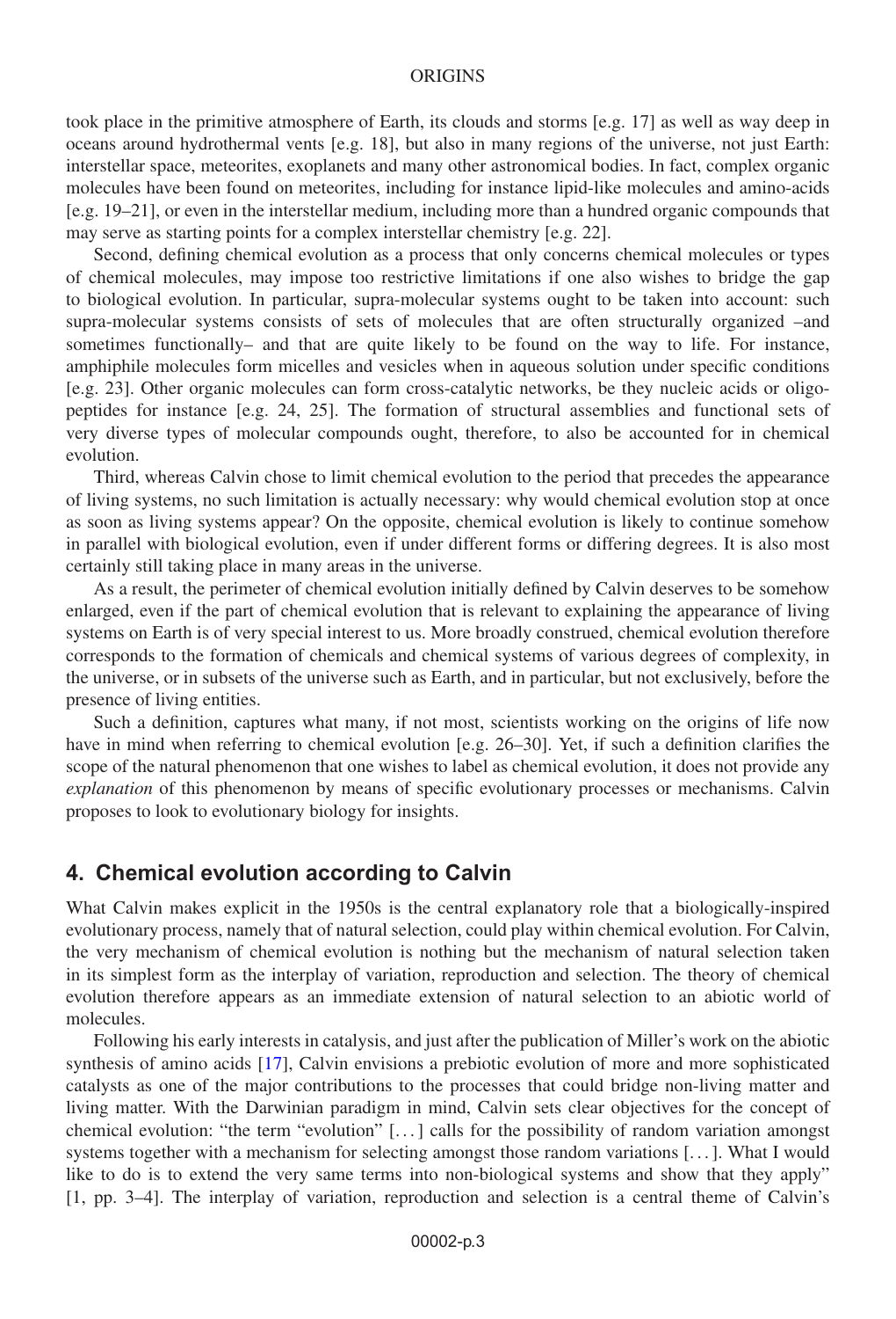took place in the primitive atmosphere of Earth, its clouds and storms [e.g. 17] as well as way deep in oceans around hydrothermal vents [e.g. 18], but also in many regions of the universe, not just Earth: interstellar space, meteorites, exoplanets and many other astronomical bodies. In fact, complex organic molecules have been found on meteorites, including for instance lipid-like molecules and amino-acids [e.g. 19–21], or even in the interstellar medium, including more than a hundred organic compounds that may serve as starting points for a complex interstellar chemistry [e.g. 22].

Second, defining chemical evolution as a process that only concerns chemical molecules or types of chemical molecules, may impose too restrictive limitations if one also wishes to bridge the gap to biological evolution. In particular, supra-molecular systems ought to be taken into account: such supra-molecular systems consists of sets of molecules that are often structurally organized –and sometimes functionally– and that are quite likely to be found on the way to life. For instance, amphiphile molecules form micelles and vesicles when in aqueous solution under specific conditions [e.g. 23]. Other organic molecules can form cross-catalytic networks, be they nucleic acids or oligopeptides for instance [e.g. 24, 25]. The formation of structural assemblies and functional sets of very diverse types of molecular compounds ought, therefore, to also be accounted for in chemical evolution.

Third, whereas Calvin chose to limit chemical evolution to the period that precedes the appearance of living systems, no such limitation is actually necessary: why would chemical evolution stop at once as soon as living systems appear? On the opposite, chemical evolution is likely to continue somehow in parallel with biological evolution, even if under different forms or differing degrees. It is also most certainly still taking place in many areas in the universe.

As a result, the perimeter of chemical evolution initially defined by Calvin deserves to be somehow enlarged, even if the part of chemical evolution that is relevant to explaining the appearance of living systems on Earth is of very special interest to us. More broadly construed, chemical evolution therefore corresponds to the formation of chemicals and chemical systems of various degrees of complexity, in the universe, or in subsets of the universe such as Earth, and in particular, but not exclusively, before the presence of living entities.

Such a definition, captures what many, if not most, scientists working on the origins of life now have in mind when referring to chemical evolution [e.g. 26–30]. Yet, if such a definition clarifies the scope of the natural phenomenon that one wishes to label as chemical evolution, it does not provide any *explanation* of this phenomenon by means of specific evolutionary processes or mechanisms. Calvin proposes to look to evolutionary biology for insights.

## 4. Chemical evolution according to Calvin

What Calvin makes explicit in the 1950s is the central explanatory role that a biologically-inspired evolutionary process, namely that of natural selection, could play within chemical evolution. For Calvin, the very mechanism of chemical evolution is nothing but the mechanism of natural selection taken in its simplest form as the interplay of variation, reproduction and selection. The theory of chemical evolution therefore appears as an immediate extension of natural selection to an abiotic world of molecules.

Following his early interests in catalysis, and just after the publication of Miller's work on the abiotic synthesis of amino acids [17], Calvin envisions a prebiotic evolution of more and more sophisticated catalysts as one of the major contributions to the processes that could bridge non-living matter and living matter. With the Darwinian paradigm in mind, Calvin sets clear objectives for the concept of chemical evolution: "the term "evolution" [...] calls for the possibility of random variation amongst systems together with a mechanism for selecting amongst those random variations [...]. What I would like to do is to extend the very same terms into non-biological systems and show that they apply" [1, pp. 3–4]. The interplay of variation, reproduction and selection is a central theme of Calvin's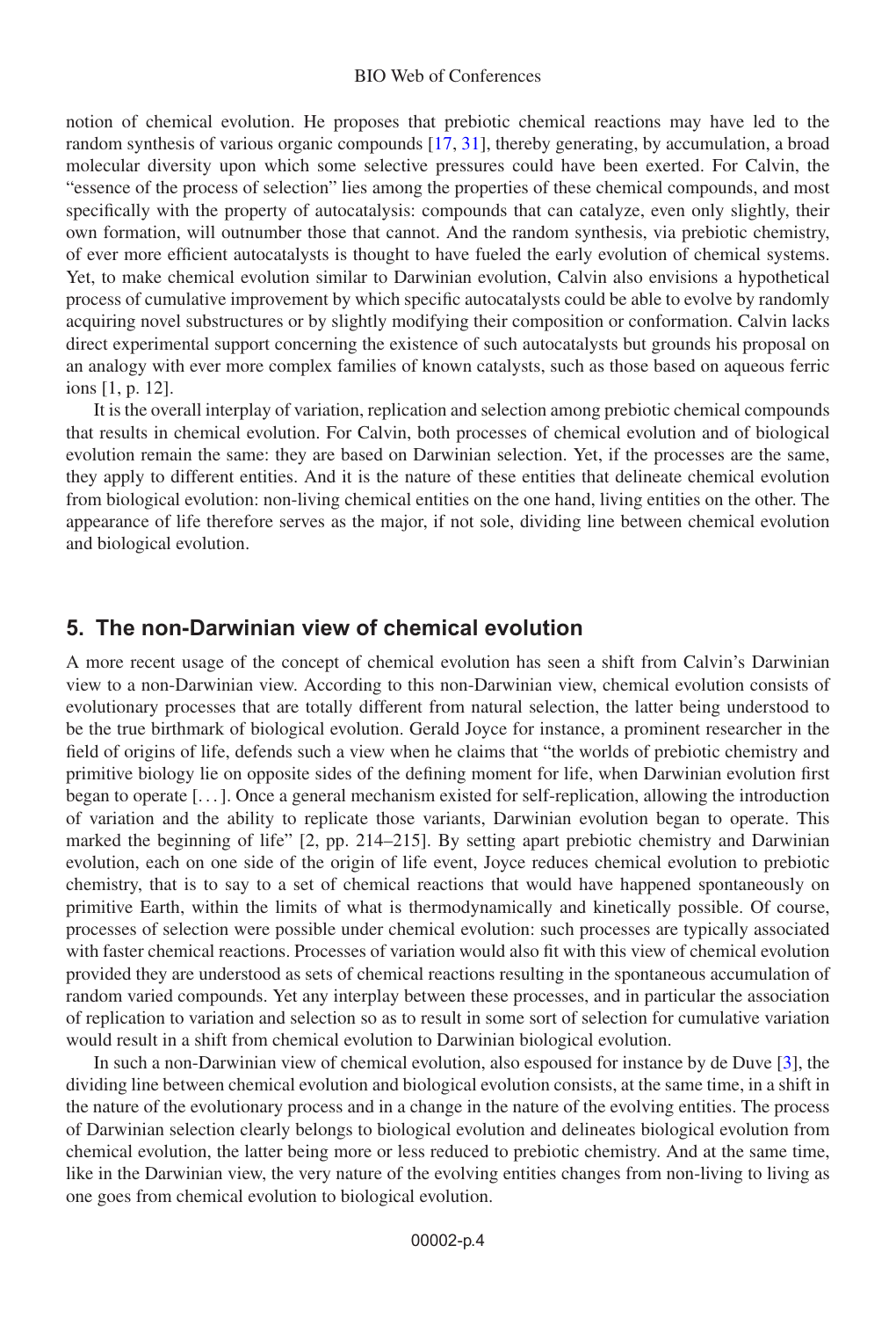notion of chemical evolution. He proposes that prebiotic chemical reactions may have led to the random synthesis of various organic compounds [17, 31], thereby generating, by accumulation, a broad molecular diversity upon which some selective pressures could have been exerted. For Calvin, the "essence of the process of selection" lies among the properties of these chemical compounds, and most specifically with the property of autocatalysis: compounds that can catalyze, even only slightly, their own formation, will outnumber those that cannot. And the random synthesis, via prebiotic chemistry, of ever more efficient autocatalysts is thought to have fueled the early evolution of chemical systems. Yet, to make chemical evolution similar to Darwinian evolution, Calvin also envisions a hypothetical process of cumulative improvement by which specific autocatalysts could be able to evolve by randomly acquiring novel substructures or by slightly modifying their composition or conformation. Calvin lacks direct experimental support concerning the existence of such autocatalysts but grounds his proposal on an analogy with ever more complex families of known catalysts, such as those based on aqueous ferric ions [1, p. 12].

It is the overall interplay of variation, replication and selection among prebiotic chemical compounds that results in chemical evolution. For Calvin, both processes of chemical evolution and of biological evolution remain the same: they are based on Darwinian selection. Yet, if the processes are the same, they apply to different entities. And it is the nature of these entities that delineate chemical evolution from biological evolution: non-living chemical entities on the one hand, living entities on the other. The appearance of life therefore serves as the major, if not sole, dividing line between chemical evolution and biological evolution.

## 5. The non-Darwinian view of chemical evolution

A more recent usage of the concept of chemical evolution has seen a shift from Calvin's Darwinian view to a non-Darwinian view. According to this non-Darwinian view, chemical evolution consists of evolutionary processes that are totally different from natural selection, the latter being understood to be the true birthmark of biological evolution. Gerald Joyce for instance, a prominent researcher in the field of origins of life, defends such a view when he claims that "the worlds of prebiotic chemistry and primitive biology lie on opposite sides of the defining moment for life, when Darwinian evolution first began to operate [...]. Once a general mechanism existed for self-replication, allowing the introduction of variation and the ability to replicate those variants, Darwinian evolution began to operate. This marked the beginning of life" [2, pp. 214–215]. By setting apart prebiotic chemistry and Darwinian evolution, each on one side of the origin of life event, Joyce reduces chemical evolution to prebiotic chemistry, that is to say to a set of chemical reactions that would have happened spontaneously on primitive Earth, within the limits of what is thermodynamically and kinetically possible. Of course, processes of selection were possible under chemical evolution: such processes are typically associated with faster chemical reactions. Processes of variation would also fit with this view of chemical evolution provided they are understood as sets of chemical reactions resulting in the spontaneous accumulation of random varied compounds. Yet any interplay between these processes, and in particular the association of replication to variation and selection so as to result in some sort of selection for cumulative variation would result in a shift from chemical evolution to Darwinian biological evolution.

In such a non-Darwinian view of chemical evolution, also espoused for instance by de Duve [3], the dividing line between chemical evolution and biological evolution consists, at the same time, in a shift in the nature of the evolutionary process and in a change in the nature of the evolving entities. The process of Darwinian selection clearly belongs to biological evolution and delineates biological evolution from chemical evolution, the latter being more or less reduced to prebiotic chemistry. And at the same time, like in the Darwinian view, the very nature of the evolving entities changes from non-living to living as one goes from chemical evolution to biological evolution.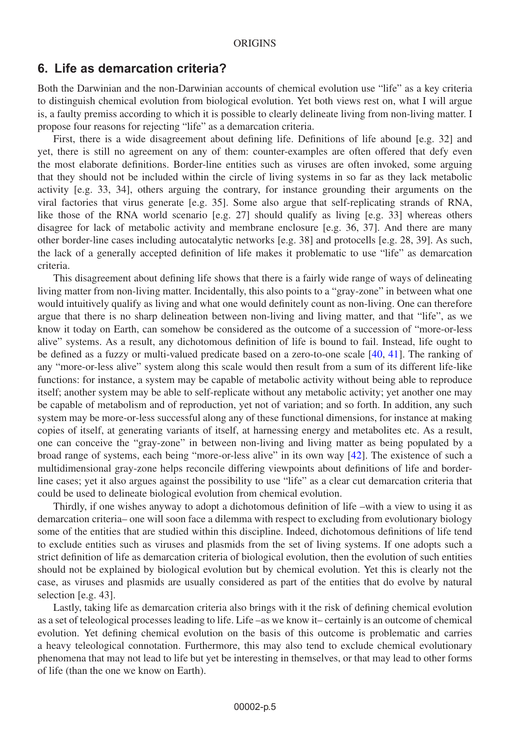## 6. Life as demarcation criteria?

Both the Darwinian and the non-Darwinian accounts of chemical evolution use "life" as a key criteria to distinguish chemical evolution from biological evolution. Yet both views rest on, what I will argue is, a faulty premiss according to which it is possible to clearly delineate living from non-living matter. I propose four reasons for rejecting "life" as a demarcation criteria.

First, there is a wide disagreement about defining life. Definitions of life abound [e.g. 32] and yet, there is still no agreement on any of them: counter-examples are often offered that defy even the most elaborate definitions. Border-line entities such as viruses are often invoked, some arguing that they should not be included within the circle of living systems in so far as they lack metabolic activity [e.g. 33, 34], others arguing the contrary, for instance grounding their arguments on the viral factories that virus generate [e.g. 35]. Some also argue that self-replicating strands of RNA, like those of the RNA world scenario [e.g. 27] should qualify as living [e.g. 33] whereas others disagree for lack of metabolic activity and membrane enclosure [e.g. 36, 37]. And there are many other border-line cases including autocatalytic networks [e.g. 38] and protocells [e.g. 28, 39]. As such, the lack of a generally accepted definition of life makes it problematic to use "life" as demarcation criteria.

This disagreement about defining life shows that there is a fairly wide range of ways of delineating living matter from non-living matter. Incidentally, this also points to a "gray-zone" in between what one would intuitively qualify as living and what one would definitely count as non-living. One can therefore argue that there is no sharp delineation between non-living and living matter, and that "life", as we know it today on Earth, can somehow be considered as the outcome of a succession of "more-or-less alive" systems. As a result, any dichotomous definition of life is bound to fail. Instead, life ought to be defined as a fuzzy or multi-valued predicate based on a zero-to-one scale [40, 41]. The ranking of any "more-or-less alive" system along this scale would then result from a sum of its different life-like functions: for instance, a system may be capable of metabolic activity without being able to reproduce itself; another system may be able to self-replicate without any metabolic activity; yet another one may be capable of metabolism and of reproduction, yet not of variation; and so forth. In addition, any such system may be more-or-less successful along any of these functional dimensions, for instance at making copies of itself, at generating variants of itself, at harnessing energy and metabolites etc. As a result, one can conceive the "gray-zone" in between non-living and living matter as being populated by a broad range of systems, each being "more-or-less alive" in its own way [42]. The existence of such a multidimensional gray-zone helps reconcile differing viewpoints about definitions of life and border-line cases; yet it also argues against the possibility to use "life" as a clear cut demarcation criteria that could be used to delineate biological evolution from chemical evolution.

Thirdly, if one wishes anyway to adopt a dichotomous definition of life –with a view to using it as demarcation criteria– one will soon face a dilemma with respect to excluding from evolutionary biology some of the entities that are studied within this discipline. Indeed, dichotomous definitions of life tend to exclude entities such as viruses and plasmids from the set of living systems. If one adopts such a strict definition of life as demarcation criteria of biological evolution, then the evolution of such entities should not be explained by biological evolution but by chemical evolution. Yet this is clearly not the case, as viruses and plasmids are usually considered as part of the entities that do evolve by natural selection [e.g. 43].

Lastly, taking life as demarcation criteria also brings with it the risk of defining chemical evolution as a set of teleological processes leading to life. Life –as we know it– certainly is an outcome of chemical evolution. Yet defining chemical evolution on the basis of this outcome is problematic and carries a heavy teleological connotation. Furthermore, this may also tend to exclude chemical evolutionary phenomena that may not lead to life but yet be interesting in themselves, or that may lead to other forms of life (than the one we know on Earth).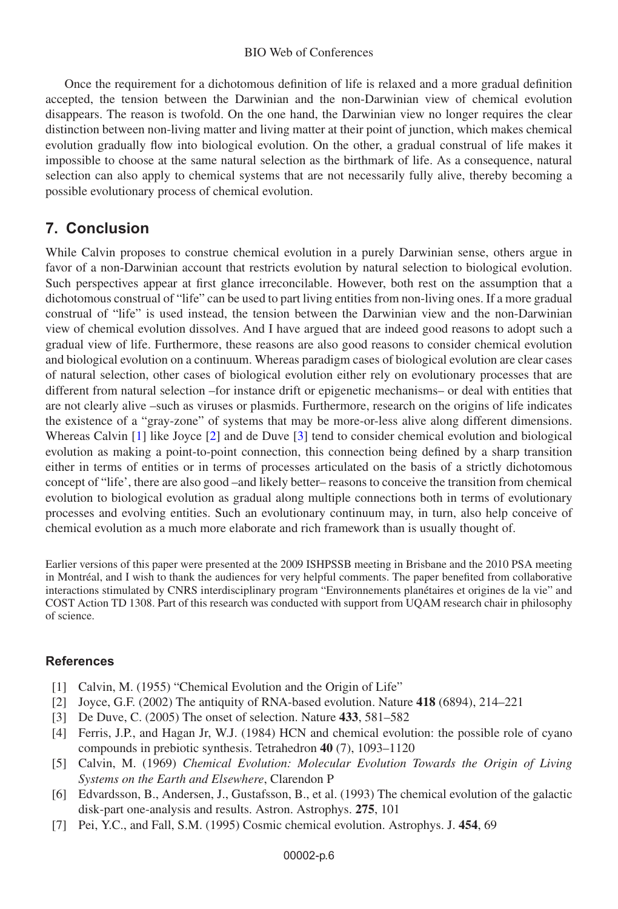Once the requirement for a dichotomous definition of life is relaxed and a more gradual definition accepted, the tension between the Darwinian and the non-Darwinian view of chemical evolution disappears. The reason is twofold. On the one hand, the Darwinian view no longer requires the clear distinction between non-living matter and living matter at their point of junction, which makes chemical evolution gradually flow into biological evolution. On the other, a gradual construal of life makes it impossible to choose at the same natural selection as the birthmark of life. As a consequence, natural selection can also apply to chemical systems that are not necessarily fully alive, thereby becoming a possible evolutionary process of chemical evolution.

## 7. Conclusion

While Calvin proposes to construe chemical evolution in a purely Darwinian sense, others argue in favor of a non-Darwinian account that restricts evolution by natural selection to biological evolution. Such perspectives appear at first glance irreconcilable. However, both rest on the assumption that a dichotomous construal of "life" can be used to part living entities from non-living ones. If a more gradual construal of "life" is used instead, the tension between the Darwinian view and the non-Darwinian view of chemical evolution dissolves. And I have argued that are indeed good reasons to adopt such a gradual view of life. Furthermore, these reasons are also good reasons to consider chemical evolution and biological evolution on a continuum. Whereas paradigm cases of biological evolution are clear cases of natural selection, other cases of biological evolution either rely on evolutionary processes that are different from natural selection –for instance drift or epigenetic mechanisms– or deal with entities that are not clearly alive –such as viruses or plasmids. Furthermore, research on the origins of life indicates the existence of a "gray-zone" of systems that may be more-or-less alive along different dimensions. Whereas Calvin [1] like Joyce [2] and de Duve [3] tend to consider chemical evolution and biological evolution as making a point-to-point connection, this connection being defined by a sharp transition either in terms of entities or in terms of processes articulated on the basis of a strictly dichotomous concept of "life', there are also good –and likely better– reasons to conceive the transition from chemical evolution to biological evolution as gradual along multiple connections both in terms of evolutionary processes and evolving entities. Such an evolutionary continuum may, in turn, also help conceive of chemical evolution as a much more elaborate and rich framework than is usually thought of.

Earlier versions of this paper were presented at the 2009 ISHPSSB meeting in Brisbane and the 2010 PSA meeting in Montréal, and I wish to thank the audiences for very helpful comments. The paper benefited from collaborative interactions stimulated by CNRS interdisciplinary program "Environnements planétaires et origines de la vie" and COST Action TD 1308. Part of this research was conducted with support from UQAM research chair in philosophy of science.

### References

[1] Calvin, M. (1955) "Chemical Evolution and the Origin of Life"

[2] Joyce, G.F. (2002) The antiquity of RNA-based evolution. Nature **418** (6894), 214–221

[3] De Duve, C. (2005) The onset of selection. Nature **433**, 581–582

[4] Ferris, J.P., and Hagan Jr, W.J. (1984) HCN and chemical evolution: the possible role of cyano compounds in prebiotic synthesis. Tetrahedron **40** (7), 1093–1120

[5] Calvin, M. (1969) *Chemical Evolution: Molecular Evolution Towards the Origin of Living Systems on the Earth and Elsewhere*, Clarendon P

[6] Edvardsson, B., Andersen, J., Gustafsson, B., et al. (1993) The chemical evolution of the galactic disk-part one-analysis and results. Astron. Astrophys. **275**, 101

[7] Pei, Y.C., and Fall, S.M. (1995) Cosmic chemical evolution. Astrophys. J. **454**, 69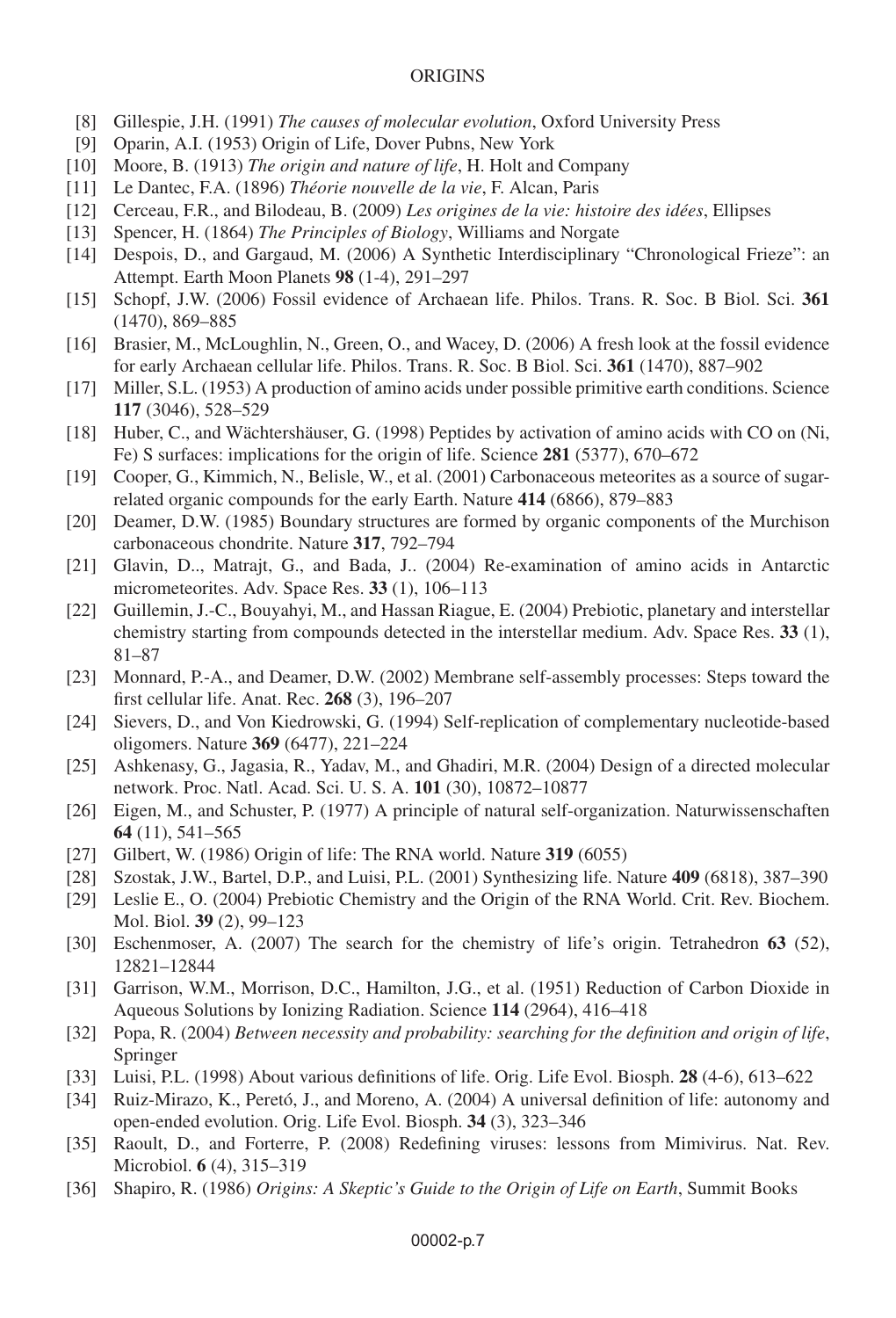[8] Gillespie, J.H. (1991) *The causes of molecular evolution*, Oxford University Press

[9] Oparin, A.I. (1953) Origin of Life, Dover Pubns, New York

[10] Moore, B. (1913) *The origin and nature of life*, H. Holt and Company

[11] Le Dantec, F.A. (1896) *Théorie nouvelle de la vie*, F. Alcan, Paris

[12] Cerceau, F.R., and Bilodeau, B. (2009) *Les origines de la vie: histoire des idées*, Ellipses

[13] Spencer, H. (1864) *The Principles of Biology*, Williams and Norgate

[14] Despois, D., and Gargaud, M. (2006) A Synthetic Interdisciplinary "Chronological Frieze": an Attempt. Earth Moon Planets **98** (1-4), 291–297

[15] Schopf, J.W. (2006) Fossil evidence of Archaean life. Philos. Trans. R. Soc. B Biol. Sci. **361** (1470), 869–885

[16] Brasier, M., McLoughlin, N., Green, O., and Wacey, D. (2006) A fresh look at the fossil evidence for early Archaean cellular life. Philos. Trans. R. Soc. B Biol. Sci. **361** (1470), 887–902

[17] Miller, S.L. (1953) A production of amino acids under possible primitive earth conditions. Science **117** (3046), 528–529

[18] Huber, C., and Wächtershäuser, G. (1998) Peptides by activation of amino acids with CO on (Ni, Fe) S surfaces: implications for the origin of life. Science **281** (5377), 670–672

[19] Cooper, G., Kimmich, N., Belisle, W., et al. (2001) Carbonaceous meteorites as a source of sugar-related organic compounds for the early Earth. Nature **414** (6866), 879–883

[20] Deamer, D.W. (1985) Boundary structures are formed by organic components of the Murchison carbonaceous chondrite. Nature **317**, 792–794

[21] Glavin, D.., Matrajt, G., and Bada, J.. (2004) Re-examination of amino acids in Antarctic micrometeorites. Adv. Space Res. **33** (1), 106–113

[22] Guillemin, J.-C., Bouyahyi, M., and Hassan Riague, E. (2004) Prebiotic, planetary and interstellar chemistry starting from compounds detected in the interstellar medium. Adv. Space Res. **33** (1), 81–87

[23] Monnard, P.-A., and Deamer, D.W. (2002) Membrane self-assembly processes: Steps toward the first cellular life. Anat. Rec. **268** (3), 196–207

[24] Sievers, D., and Von Kiedrowski, G. (1994) Self-replication of complementary nucleotide-based oligomers. Nature **369** (6477), 221–224

[25] Ashkenasy, G., Jagasia, R., Yadav, M., and Ghadiri, M.R. (2004) Design of a directed molecular network. Proc. Natl. Acad. Sci. U. S. A. **101** (30), 10872–10877

[26] Eigen, M., and Schuster, P. (1977) A principle of natural self-organization. Naturwissenschaften **64** (11), 541–565

[27] Gilbert, W. (1986) Origin of life: The RNA world. Nature **319** (6055)

[28] Szostak, J.W., Bartel, D.P., and Luisi, P.L. (2001) Synthesizing life. Nature **409** (6818), 387–390

[29] Leslie E., O. (2004) Prebiotic Chemistry and the Origin of the RNA World. Crit. Rev. Biochem. Mol. Biol. **39** (2), 99–123

[30] Eschenmoser, A. (2007) The search for the chemistry of life's origin. Tetrahedron **63** (52), 12821–12844

[31] Garrison, W.M., Morrison, D.C., Hamilton, J.G., et al. (1951) Reduction of Carbon Dioxide in Aqueous Solutions by Ionizing Radiation. Science **114** (2964), 416–418

[32] Popa, R. (2004) *Between necessity and probability: searching for the definition and origin of life*, Springer

[33] Luisi, P.L. (1998) About various definitions of life. Orig. Life Evol. Biosph. **28** (4-6), 613–622

[34] Ruiz-Mirazo, K., Peretó, J., and Moreno, A. (2004) A universal definition of life: autonomy and open-ended evolution. Orig. Life Evol. Biosph. **34** (3), 323–346

[35] Raoult, D., and Forterre, P. (2008) Redefining viruses: lessons from Mimivirus. Nat. Rev. Microbiol. **6** (4), 315–319

[36] Shapiro, R. (1986) *Origins: A Skeptic's Guide to the Origin of Life on Earth*, Summit Books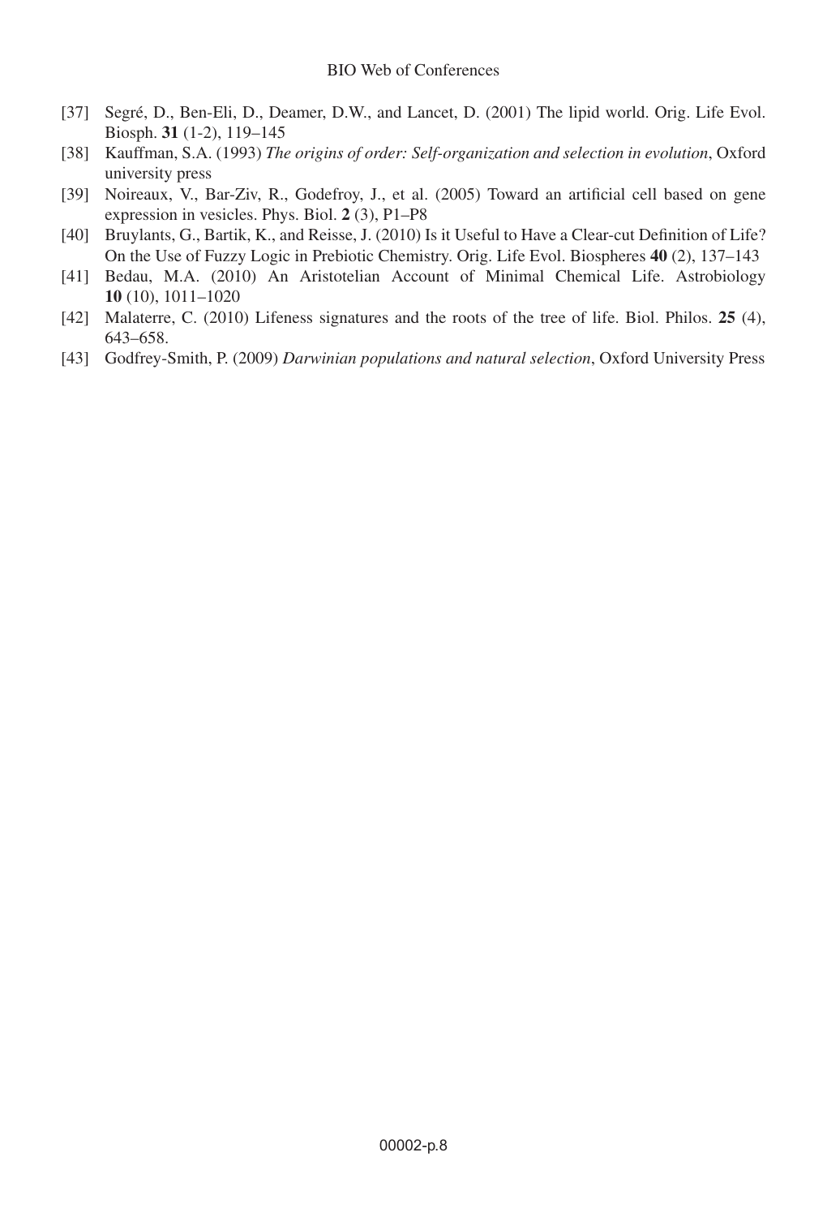[37] Segré, D., Ben-Eli, D., Deamer, D.W., and Lancet, D. (2001) The lipid world. Orig. Life Evol. Biosph. **31** (1-2), 119–145

[38] Kauffman, S.A. (1993) *The origins of order: Self-organization and selection in evolution*, Oxford university press

[39] Noireaux, V., Bar-Ziv, R., Godefroy, J., et al. (2005) Toward an artificial cell based on gene expression in vesicles. Phys. Biol. **2** (3), P1–P8

[40] Bruylants, G., Bartik, K., and Reisse, J. (2010) Is it Useful to Have a Clear-cut Definition of Life? On the Use of Fuzzy Logic in Prebiotic Chemistry. Orig. Life Evol. Biospheres **40** (2), 137–143

[41] Bedau, M.A. (2010) An Aristotelian Account of Minimal Chemical Life. Astrobiology **10** (10), 1011–1020

[42] Malaterre, C. (2010) Lifeness signatures and the roots of the tree of life. Biol. Philos. **25** (4), 643–658.

[43] Godfrey-Smith, P. (2009) *Darwinian populations and natural selection*, Oxford University Press